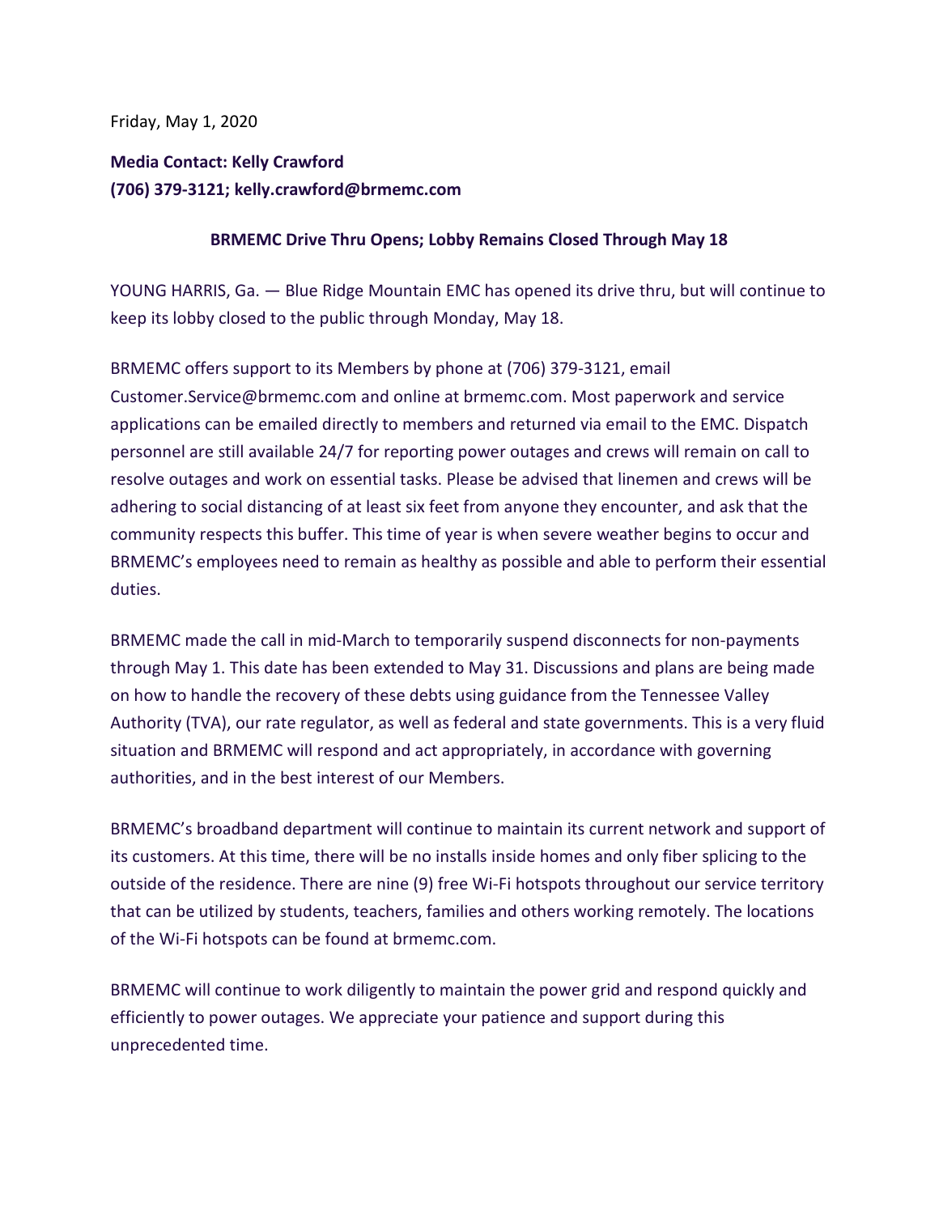Friday, May 1, 2020

**Media Contact: Kelly Crawford**
**(706) 379-3121; kelly.crawford@brmemc.com**

## BRMEMC Drive Thru Opens; Lobby Remains Closed Through May 18

YOUNG HARRIS, Ga. — Blue Ridge Mountain EMC has opened its drive thru, but will continue to keep its lobby closed to the public through Monday, May 18.

BRMEMC offers support to its Members by phone at (706) 379-3121, email Customer.Service@brmemc.com and online at brmemc.com. Most paperwork and service applications can be emailed directly to members and returned via email to the EMC. Dispatch personnel are still available 24/7 for reporting power outages and crews will remain on call to resolve outages and work on essential tasks. Please be advised that linemen and crews will be adhering to social distancing of at least six feet from anyone they encounter, and ask that the community respects this buffer. This time of year is when severe weather begins to occur and BRMEMC's employees need to remain as healthy as possible and able to perform their essential duties.

BRMEMC made the call in mid-March to temporarily suspend disconnects for non-payments through May 1. This date has been extended to May 31. Discussions and plans are being made on how to handle the recovery of these debts using guidance from the Tennessee Valley Authority (TVA), our rate regulator, as well as federal and state governments. This is a very fluid situation and BRMEMC will respond and act appropriately, in accordance with governing authorities, and in the best interest of our Members.

BRMEMC's broadband department will continue to maintain its current network and support of its customers. At this time, there will be no installs inside homes and only fiber splicing to the outside of the residence. There are nine (9) free Wi-Fi hotspots throughout our service territory that can be utilized by students, teachers, families and others working remotely. The locations of the Wi-Fi hotspots can be found at brmemc.com.

BRMEMC will continue to work diligently to maintain the power grid and respond quickly and efficiently to power outages. We appreciate your patience and support during this unprecedented time.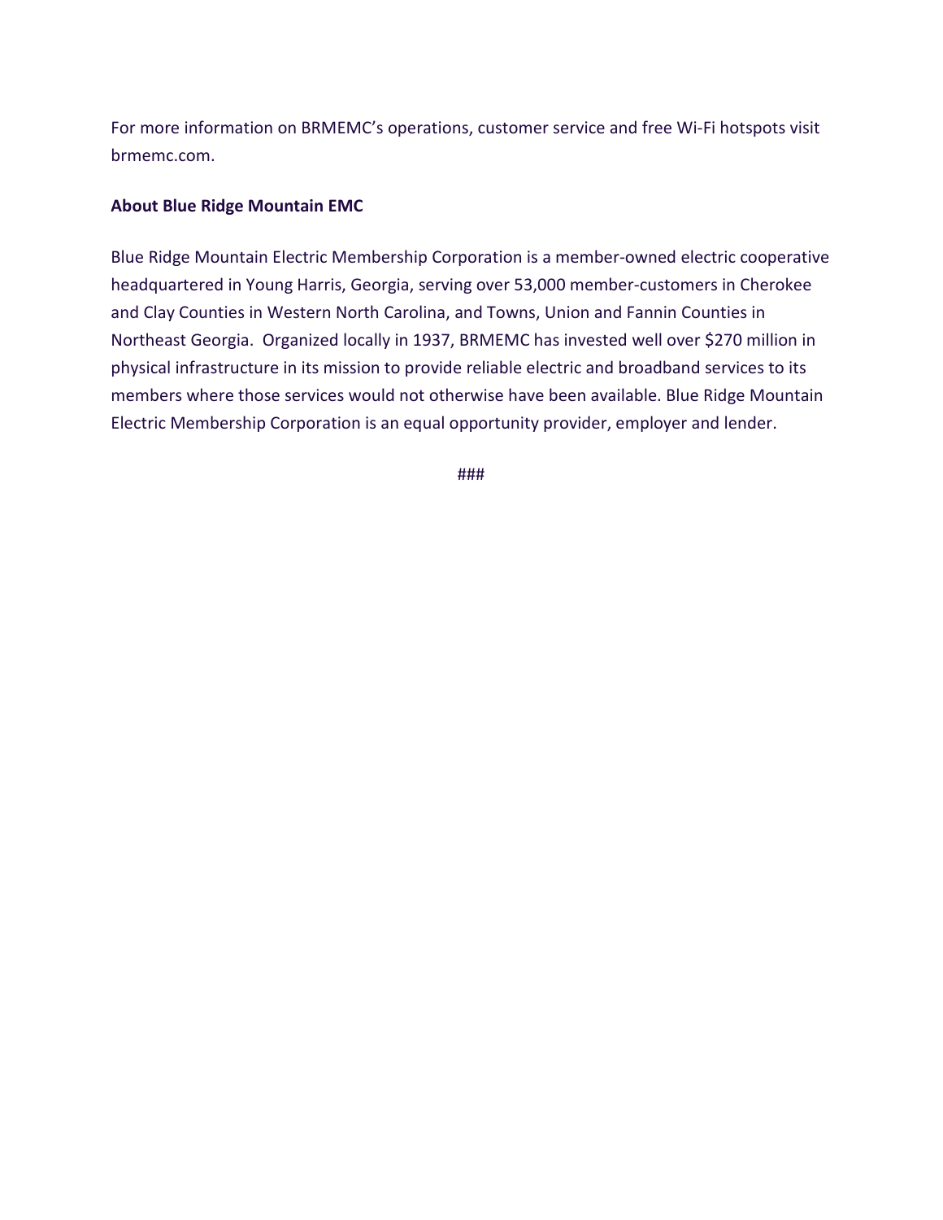For more information on BRMEMC's operations, customer service and free Wi-Fi hotspots visit brmemc.com.

**About Blue Ridge Mountain EMC**

Blue Ridge Mountain Electric Membership Corporation is a member-owned electric cooperative headquartered in Young Harris, Georgia, serving over 53,000 member-customers in Cherokee and Clay Counties in Western North Carolina, and Towns, Union and Fannin Counties in Northeast Georgia. Organized locally in 1937, BRMEMC has invested well over $270 million in physical infrastructure in its mission to provide reliable electric and broadband services to its members where those services would not otherwise have been available. Blue Ridge Mountain Electric Membership Corporation is an equal opportunity provider, employer and lender.

###